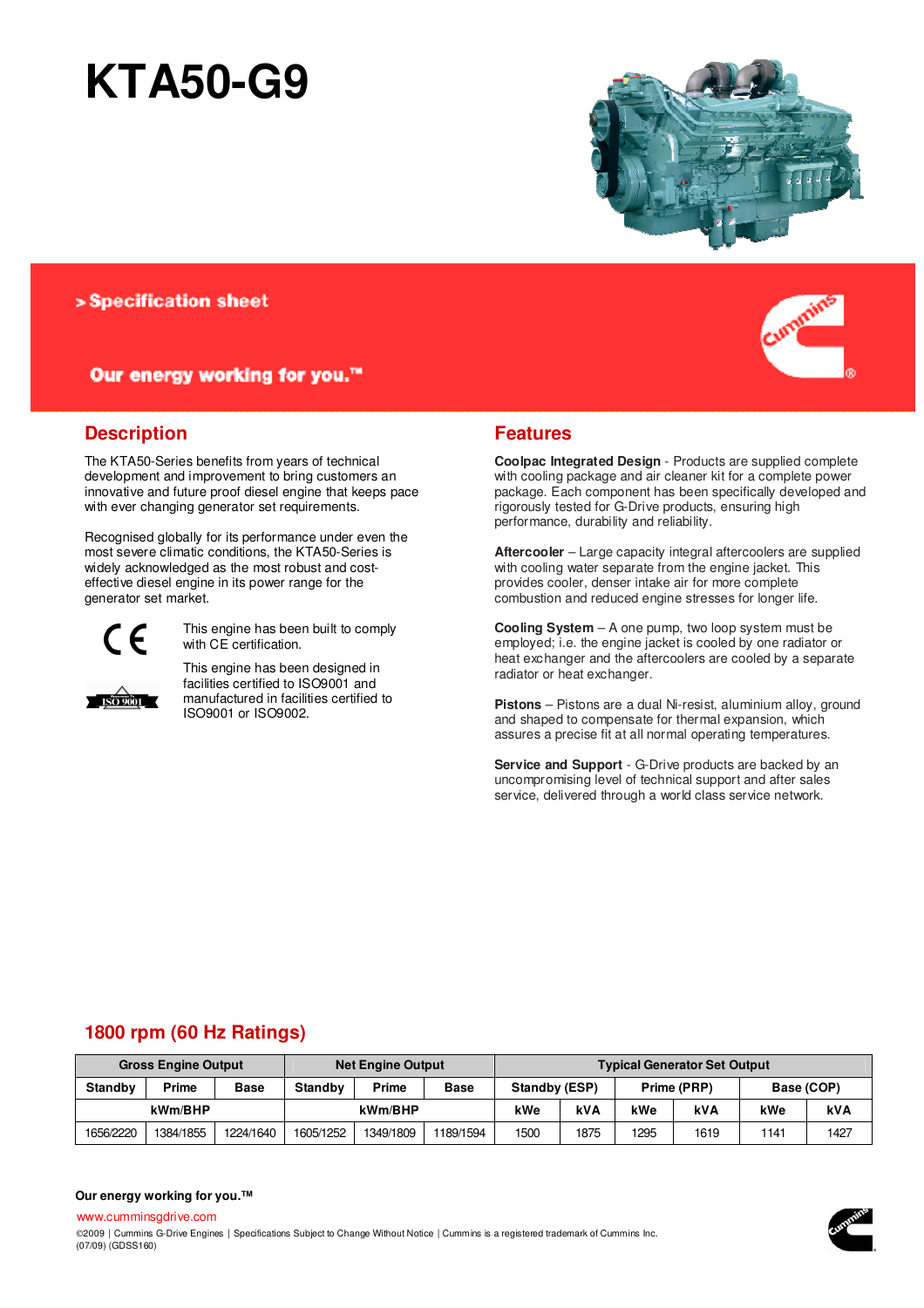# KTA50-G9

> Specification sheet

**Our energy working for you.™**

## Description

The KTA50-Series benefits from years of technical development and improvement to bring customers an innovative and future proof diesel engine that keeps pace with ever changing generator set requirements.

Recognised globally for its performance under even the most severe climatic conditions, the KTA50-Series is widely acknowledged as the most robust and cost-effective diesel engine in its power range for the generator set market.

This engine has been built to comply with CE certification.

This engine has been designed in facilities certified to ISO9001 and manufactured in facilities certified to ISO9001 or ISO9002.

## Features

**Coolpac Integrated Design** - Products are supplied complete with cooling package and air cleaner kit for a complete power package. Each component has been specifically developed and rigorously tested for G-Drive products, ensuring high performance, durability and reliability.

**Aftercooler** – Large capacity integral aftercoolers are supplied with cooling water separate from the engine jacket. This provides cooler, denser intake air for more complete combustion and reduced engine stresses for longer life.

**Cooling System** – A one pump, two loop system must be employed; i.e. the engine jacket is cooled by one radiator or heat exchanger and the aftercoolers are cooled by a separate radiator or heat exchanger.

**Pistons** – Pistons are a dual Ni-resist, aluminium alloy, ground and shaped to compensate for thermal expansion, which assures a precise fit at all normal operating temperatures.

**Service and Support** - G-Drive products are backed by an uncompromising level of technical support and after sales service, delivered through a world class service network.

## 1800 rpm (60 Hz Ratings)

| Gross Engine Output | | | Net Engine Output | | | Typical Generator Set Output | | | | | |
|---|---|---|---|---|---|---|---|---|---|---|---|
| Standby | Prime | Base | Standby | Prime | Base | Standby (ESP) | | Prime (PRP) | | Base (COP) | |
| kWm/BHP | | | kWm/BHP | | | kWe | kVA | kWe | kVA | kWe | kVA |
| 1656/2220 | 1384/1855 | 1224/1640 | 1605/1252 | 1349/1809 | 1189/1594 | 1500 | 1875 | 1295 | 1619 | 1141 | 1427 |

**Our energy working for you.™**

www.cumminsgdrive.com

©2009 | Cummins G-Drive Engines | Specifications Subject to Change Without Notice | Cummins is a registered trademark of Cummins Inc.
(07/09) (GDSS160)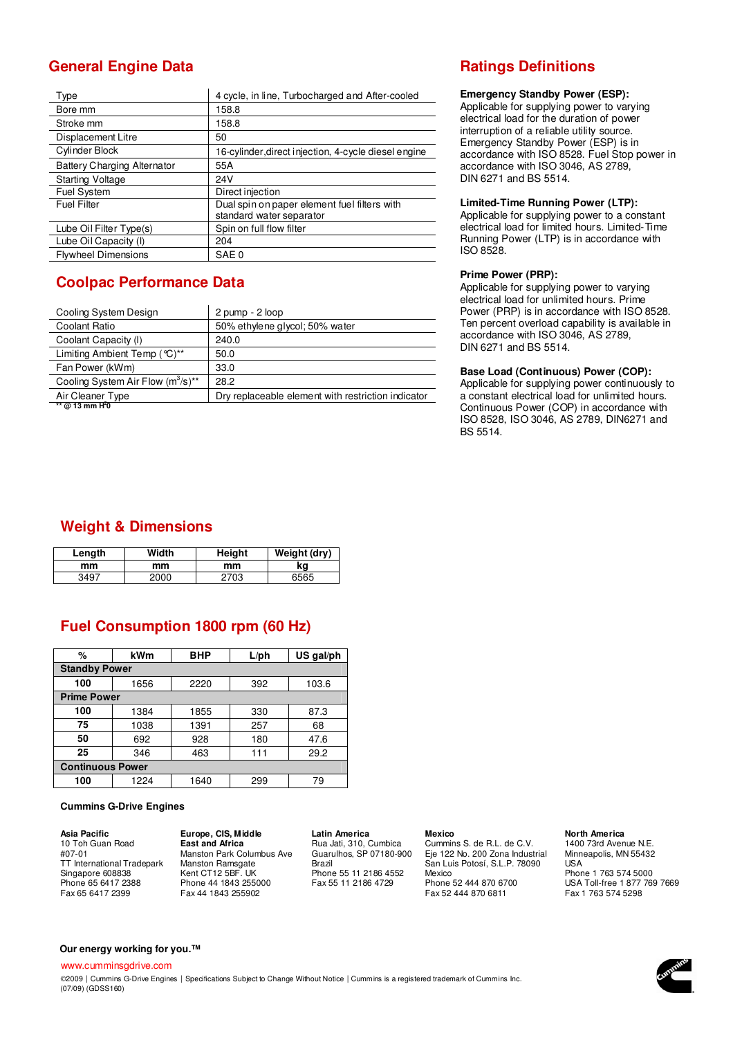## General Engine Data

| | |
|---|---|
| Type | 4 cycle, in line, Turbocharged and After-cooled |
| Bore mm | 158.8 |
| Stroke mm | 158.8 |
| Displacement Litre | 50 |
| Cylinder Block | 16-cylinder,direct injection, 4-cycle diesel engine |
| Battery Charging Alternator | 55A |
| Starting Voltage | 24V |
| Fuel System | Direct injection |
| Fuel Filter | Dual spin on paper element fuel filters with standard water separator |
| Lube Oil Filter Type(s) | Spin on full flow filter |
| Lube Oil Capacity (l) | 204 |
| Flywheel Dimensions | SAE 0 |

## Coolpac Performance Data

| | |
|---|---|
| Cooling System Design | 2 pump - 2 loop |
| Coolant Ratio | 50% ethylene glycol; 50% water |
| Coolant Capacity (l) | 240.0 |
| Limiting Ambient Temp (℃)** | 50.0 |
| Fan Power (kWm) | 33.0 |
| Cooling System Air Flow ($m^3$/s)** | 28.2 |
| Air Cleaner Type | Dry replaceable element with restriction indicator |

** @ 13 mm $H^20$

## Ratings Definitions

**Emergency Standby Power (ESP):**
Applicable for supplying power to varying electrical load for the duration of power interruption of a reliable utility source. Emergency Standby Power (ESP) is in accordance with ISO 8528. Fuel Stop power in accordance with ISO 3046, AS 2789, DIN 6271 and BS 5514.

**Limited-Time Running Power (LTP):**
Applicable for supplying power to a constant electrical load for limited hours. Limited-Time Running Power (LTP) is in accordance with ISO 8528.

**Prime Power (PRP):**
Applicable for supplying power to varying electrical load for unlimited hours. Prime Power (PRP) is in accordance with ISO 8528. Ten percent overload capability is available in accordance with ISO 3046, AS 2789, DIN 6271 and BS 5514.

**Base Load (Continuous) Power (COP):**
Applicable for supplying power continuously to a constant electrical load for unlimited hours. Continuous Power (COP) in accordance with ISO 8528, ISO 3046, AS 2789, DIN6271 and BS 5514.

## Weight & Dimensions

| Length | Width | Height | Weight (dry) |
|---|---|---|---|
| mm | mm | mm | kg |
| 3497 | 2000 | 2703 | 6565 |

## Fuel Consumption 1800 rpm (60 Hz)

| % | kWm | BHP | L/ph | US gal/ph |
|---|---|---|---|---|
| **Standby Power** | | | | |
| **100** | 1656 | 2220 | 392 | 103.6 |
| **Prime Power** | | | | |
| **100** | 1384 | 1855 | 330 | 87.3 |
| **75** | 1038 | 1391 | 257 | 68 |
| **50** | 692 | 928 | 180 | 47.6 |
| **25** | 346 | 463 | 111 | 29.2 |
| **Continuous Power** | | | | |
| **100** | 1224 | 1640 | 299 | 79 |

**Cummins G-Drive Engines**

**Asia Pacific**
10 Toh Guan Road
#07-01
TT International Tradepark
Singapore 608838
Phone 65 6417 2388
Fax 65 6417 2399

**Europe, CIS, Middle East and Africa**
Manston Park Columbus Ave
Manston Ramsgate
Kent CT12 5BF. UK
Phone 44 1843 255000
Fax 44 1843 255902

**Latin America**
Rua Jati, 310, Cumbica
Guarulhos, SP 07180-900
Brazil
Phone 55 11 2186 4552
Fax 55 11 2186 4729

**Mexico**
Cummins S. de R.L. de C.V.
Eje 122 No. 200 Zona Industrial
San Luis Potosí, S.L.P. 78090
Mexico
Phone 52 444 870 6700
Fax 52 444 870 6811

**North America**
1400 73rd Avenue N.E.
Minneapolis, MN 55432
USA
Phone 1 763 574 5000
USA Toll-free 1 877 769 7669
Fax 1 763 574 5298

**Our energy working for you.™**

www.cumminsgdrive.com

©2009 | Cummins G-Drive Engines | Specifications Subject to Change Without Notice | Cummins is a registered trademark of Cummins Inc.
(07/09) (GDSS160)